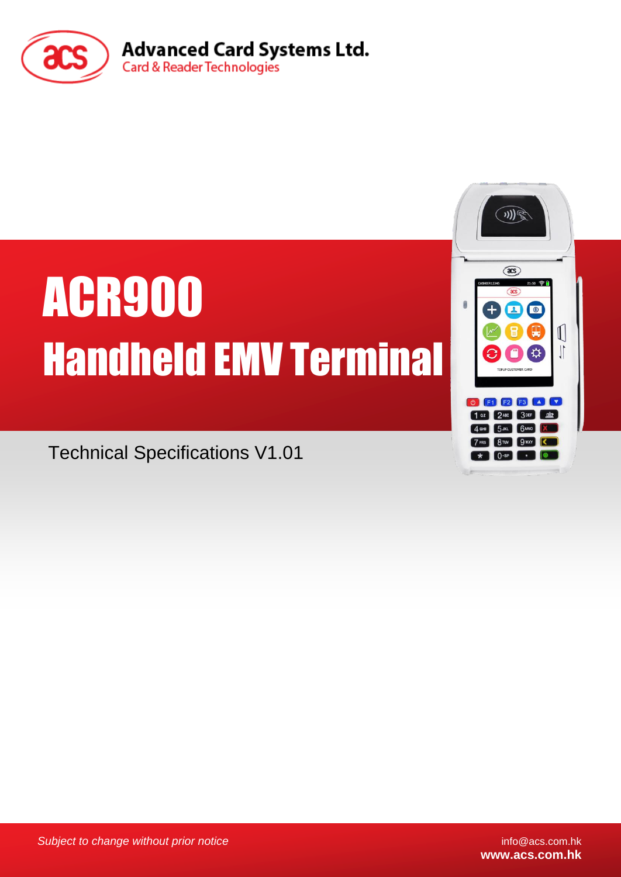Advanced Card Systems Ltd.

Card & Reader Technologies

# ACR900

# Handheld EMV Terminal

Technical Specifications V1.01

*Subject to change without prior notice*

info@acs.com.hk

**www.acs.com.hk**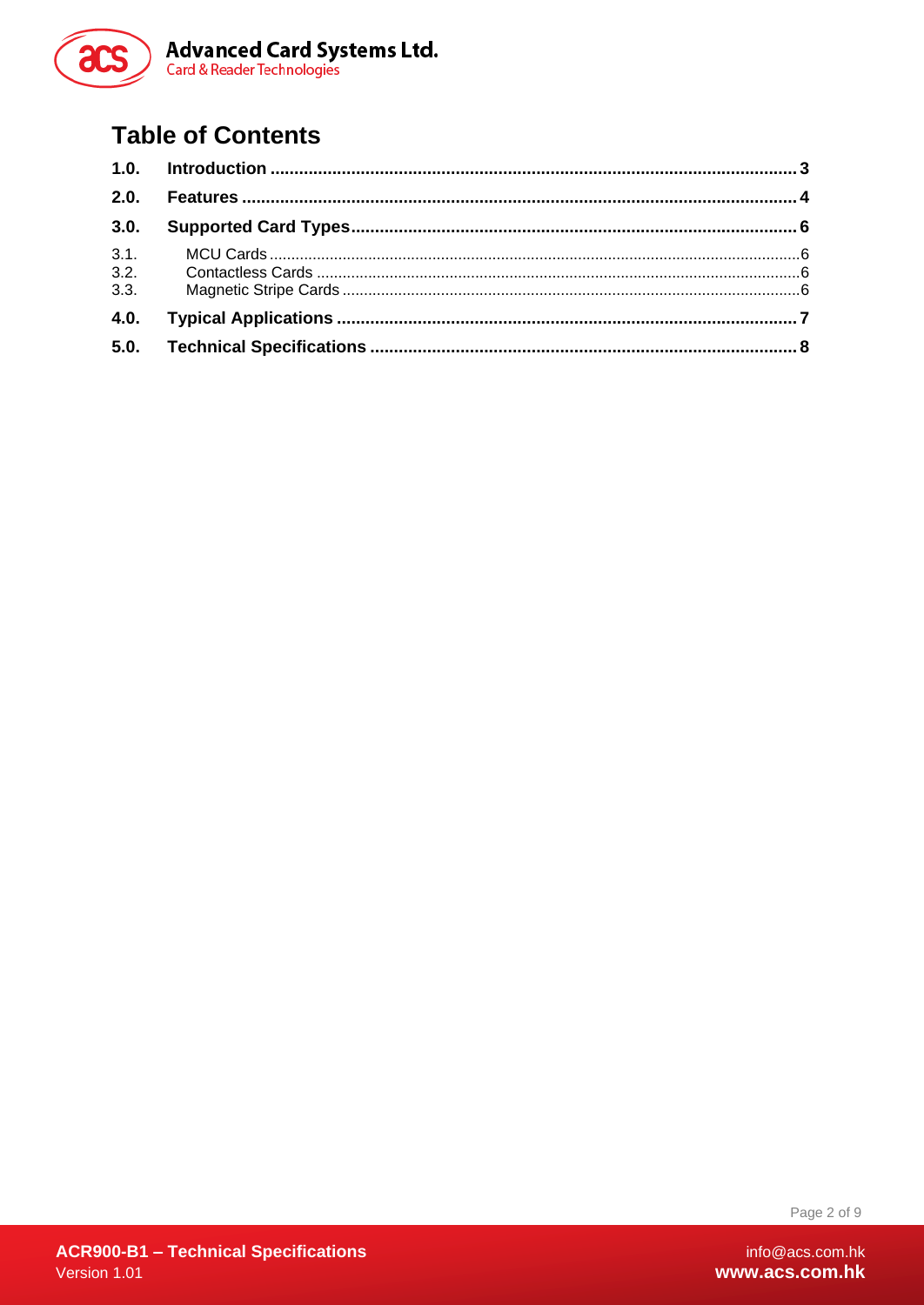# Table of Contents

| | | |
|---|---|---|
| **1.0.** | **Introduction** | **3** |
| **2.0.** | **Features** | **4** |
| **3.0.** | **Supported Card Types** | **6** |
| 3.1. | MCU Cards | 6 |
| 3.2. | Contactless Cards | 6 |
| 3.3. | Magnetic Stripe Cards | 6 |
| **4.0.** | **Typical Applications** | **7** |
| **5.0.** | **Technical Specifications** | **8** |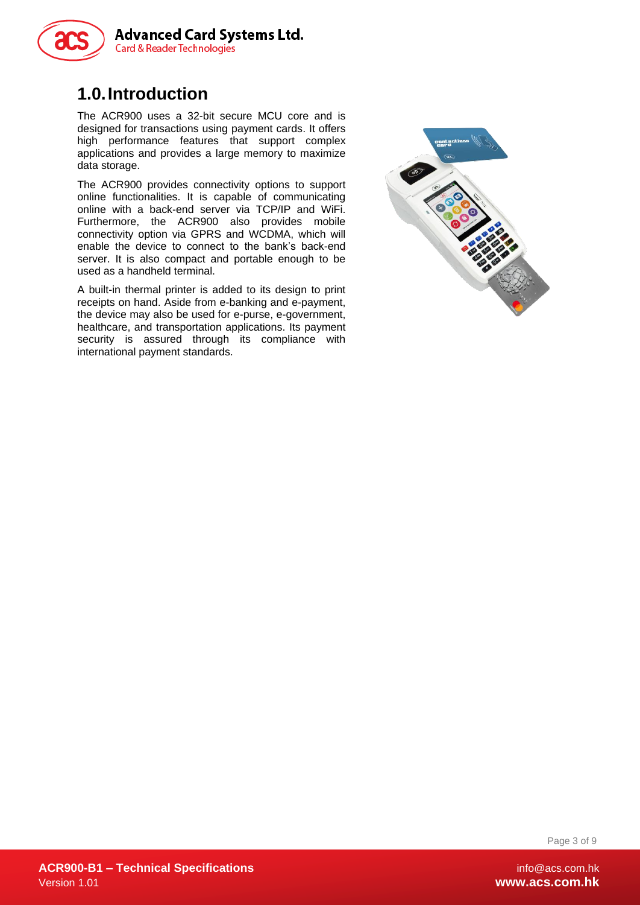# 1.0. Introduction

The ACR900 uses a 32-bit secure MCU core and is designed for transactions using payment cards. It offers high performance features that support complex applications and provides a large memory to maximize data storage.

The ACR900 provides connectivity options to support online functionalities. It is capable of communicating online with a back-end server via TCP/IP and WiFi. Furthermore, the ACR900 also provides mobile connectivity option via GPRS and WCDMA, which will enable the device to connect to the bank's back-end server. It is also compact and portable enough to be used as a handheld terminal.

A built-in thermal printer is added to its design to print receipts on hand. Aside from e-banking and e-payment, the device may also be used for e-purse, e-government, healthcare, and transportation applications. Its payment security is assured through its compliance with international payment standards.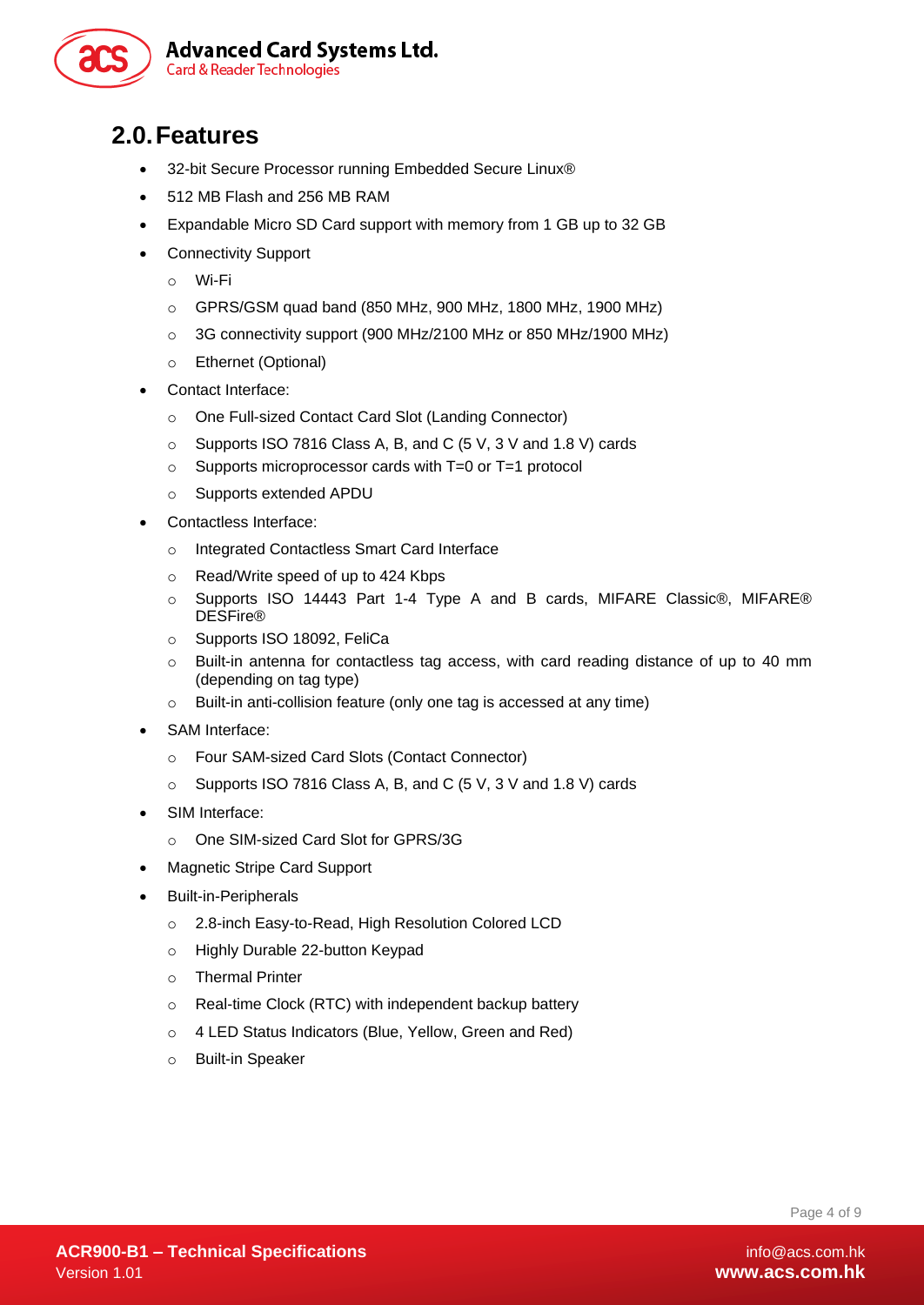## 2.0. Features

- 32-bit Secure Processor running Embedded Secure Linux®
- 512 MB Flash and 256 MB RAM
- Expandable Micro SD Card support with memory from 1 GB up to 32 GB
- Connectivity Support
  - Wi-Fi
  - GPRS/GSM quad band (850 MHz, 900 MHz, 1800 MHz, 1900 MHz)
  - 3G connectivity support (900 MHz/2100 MHz or 850 MHz/1900 MHz)
  - Ethernet (Optional)
- Contact Interface:
  - One Full-sized Contact Card Slot (Landing Connector)
  - Supports ISO 7816 Class A, B, and C (5 V, 3 V and 1.8 V) cards
  - Supports microprocessor cards with T=0 or T=1 protocol
  - Supports extended APDU
- Contactless Interface:
  - Integrated Contactless Smart Card Interface
  - Read/Write speed of up to 424 Kbps
  - Supports ISO 14443 Part 1-4 Type A and B cards, MIFARE Classic®, MIFARE® DESFire®
  - Supports ISO 18092, FeliCa
  - Built-in antenna for contactless tag access, with card reading distance of up to 40 mm (depending on tag type)
  - Built-in anti-collision feature (only one tag is accessed at any time)
- SAM Interface:
  - Four SAM-sized Card Slots (Contact Connector)
  - Supports ISO 7816 Class A, B, and C (5 V, 3 V and 1.8 V) cards
- SIM Interface:
  - One SIM-sized Card Slot for GPRS/3G
- Magnetic Stripe Card Support
- Built-in-Peripherals
  - 2.8-inch Easy-to-Read, High Resolution Colored LCD
  - Highly Durable 22-button Keypad
  - Thermal Printer
  - Real-time Clock (RTC) with independent backup battery
  - 4 LED Status Indicators (Blue, Yellow, Green and Red)
  - Built-in Speaker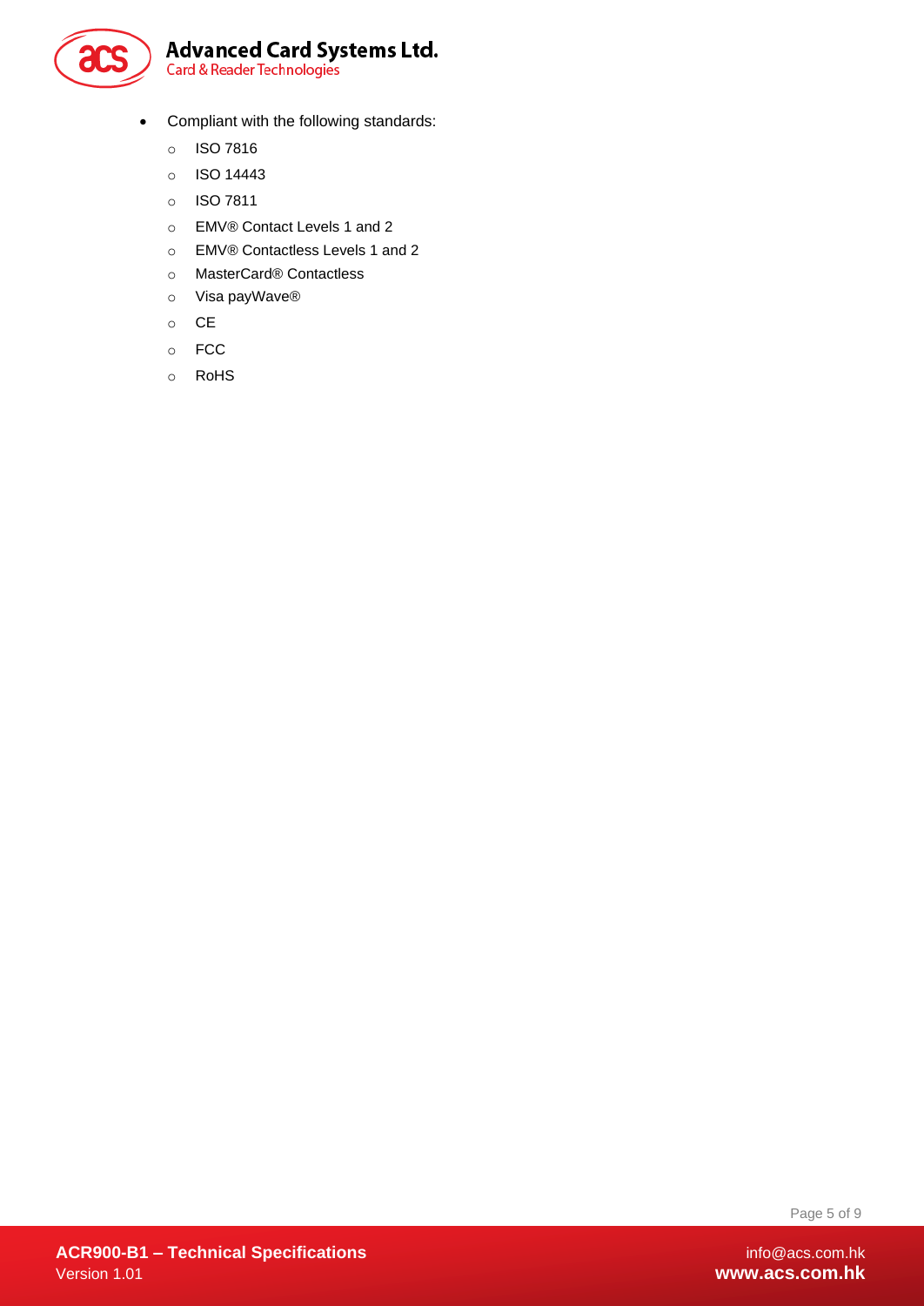- Compliant with the following standards:
    - ISO 7816
    - ISO 14443
    - ISO 7811
    - EMV® Contact Levels 1 and 2
    - EMV® Contactless Levels 1 and 2
    - MasterCard® Contactless
    - Visa payWave®
    - CE
    - FCC
    - RoHS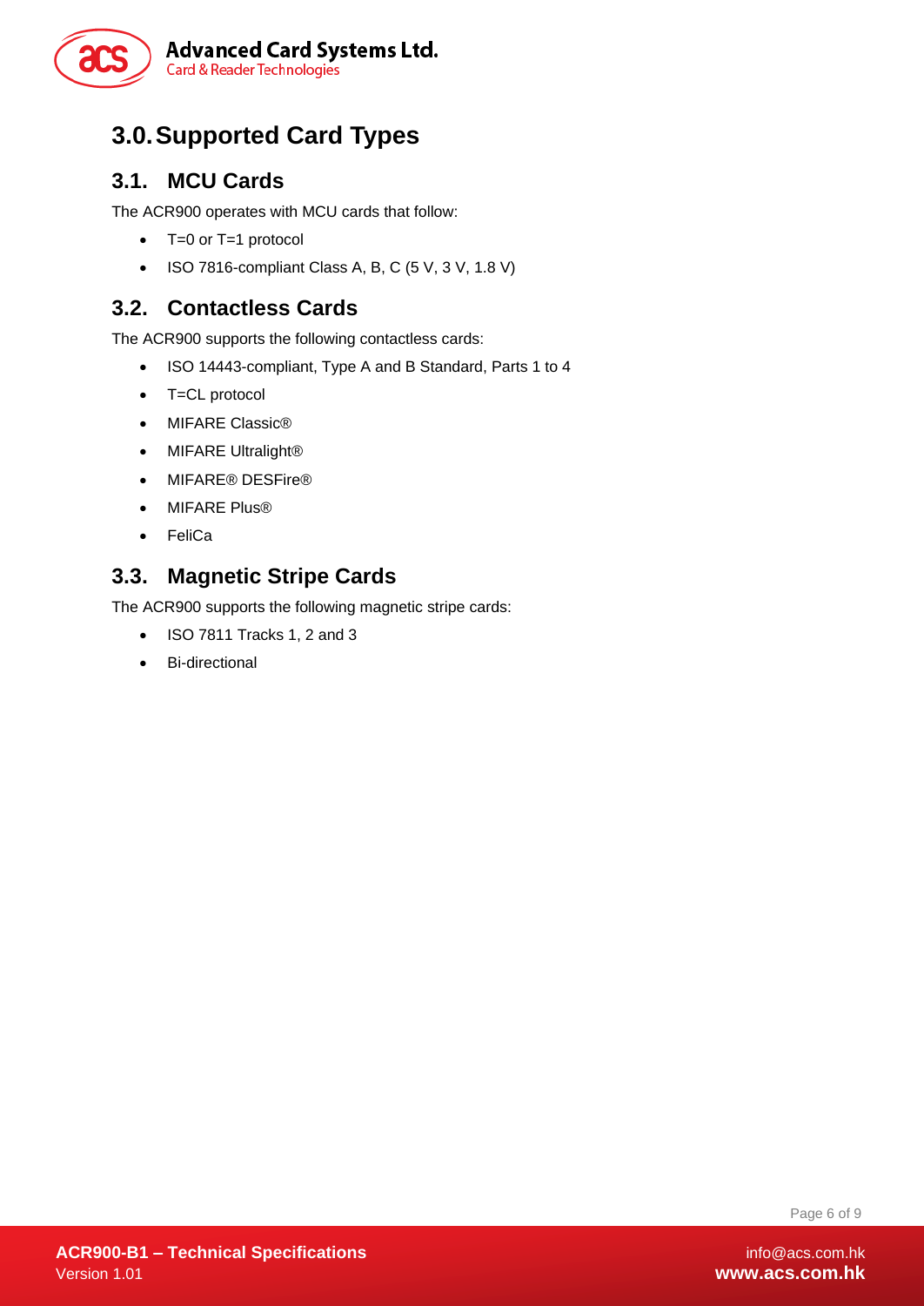# 3.0. Supported Card Types

## 3.1. MCU Cards

The ACR900 operates with MCU cards that follow:

- T=0 or T=1 protocol
- ISO 7816-compliant Class A, B, C (5 V, 3 V, 1.8 V)

## 3.2. Contactless Cards

The ACR900 supports the following contactless cards:

- ISO 14443-compliant, Type A and B Standard, Parts 1 to 4
- T=CL protocol
- MIFARE Classic®
- MIFARE Ultralight®
- MIFARE® DESFire®
- MIFARE Plus®
- FeliCa

## 3.3. Magnetic Stripe Cards

The ACR900 supports the following magnetic stripe cards:

- ISO 7811 Tracks 1, 2 and 3
- Bi-directional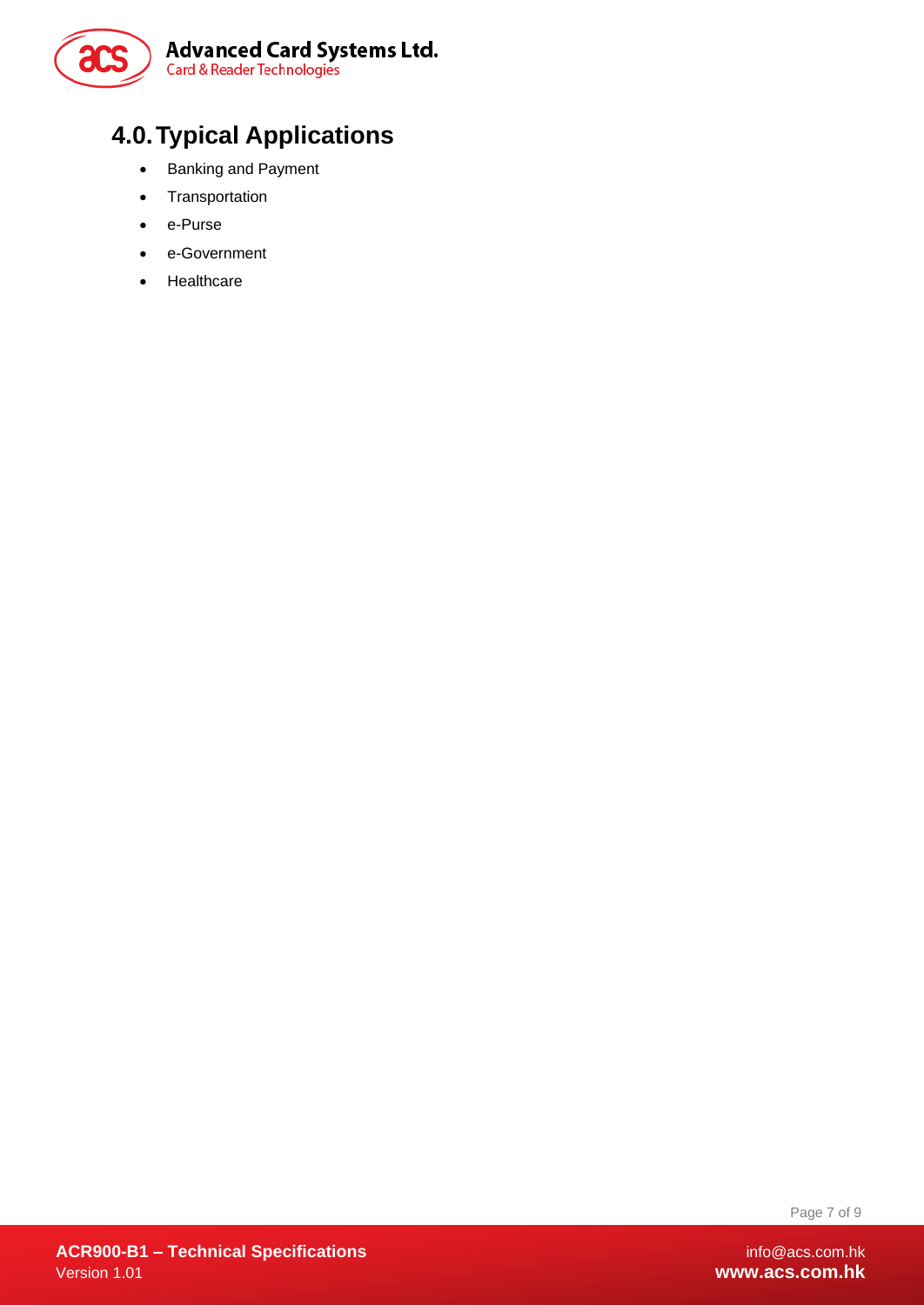# 4.0. Typical Applications

- Banking and Payment
- Transportation
- e-Purse
- e-Government
- Healthcare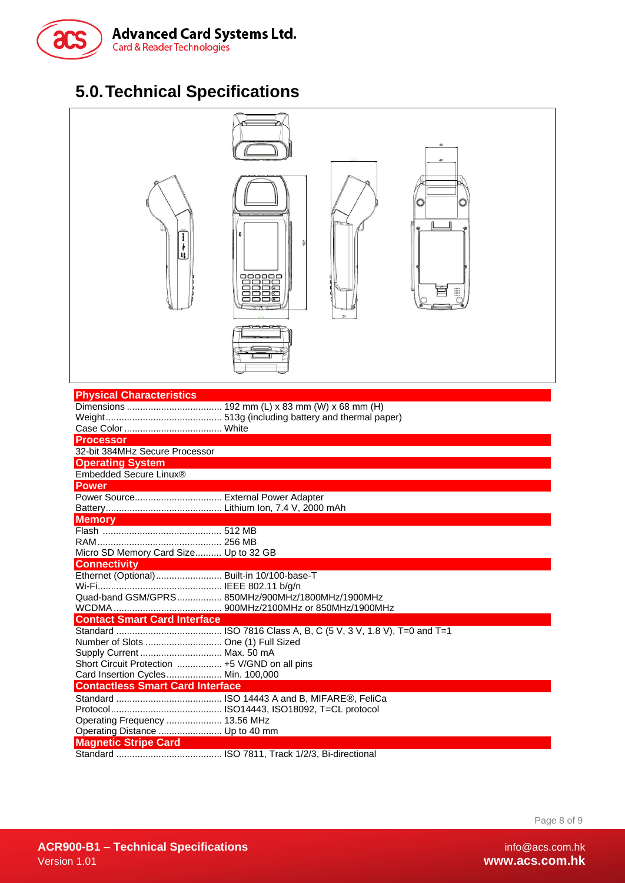# 5.0. Technical Specifications

**Physical Characteristics**

Dimensions .................................... 192 mm (L) x 83 mm (W) x 68 mm (H)
Weight............................................ 513g (including battery and thermal paper)
Case Color ..................................... White

**Processor**

32-bit 384MHz Secure Processor

**Operating System**

Embedded Secure Linux®

**Power**

Power Source................................. External Power Adapter
Battery............................................ Lithium Ion, 7.4 V, 2000 mAh

**Memory**

Flash ............................................. 512 MB
RAM............................................... 256 MB
Micro SD Memory Card Size.......... Up to 32 GB

**Connectivity**

Ethernet (Optional)......................... Built-in 10/100-base-T
Wi-Fi.............................................. IEEE 802.11 b/g/n
Quad-band GSM/GPRS................. 850MHz/900MHz/1800MHz/1900MHz
WCDMA......................................... 900MHz/2100MHz or 850MHz/1900MHz

**Contact Smart Card Interface**

Standard ........................................ ISO 7816 Class A, B, C (5 V, 3 V, 1.8 V), T=0 and T=1
Number of Slots ............................. One (1) Full Sized
Supply Current ............................... Max. 50 mA
Short Circuit Protection ................. +5 V/GND on all pins
Card Insertion Cycles..................... Min. 100,000

**Contactless Smart Card Interface**

Standard ........................................ ISO 14443 A and B, MIFARE®, FeliCa
Protocol.......................................... ISO14443, ISO18092, T=CL protocol
Operating Frequency ..................... 13.56 MHz
Operating Distance ........................ Up to 40 mm

**Magnetic Stripe Card**

Standard ........................................ ISO 7811, Track 1/2/3, Bi-directional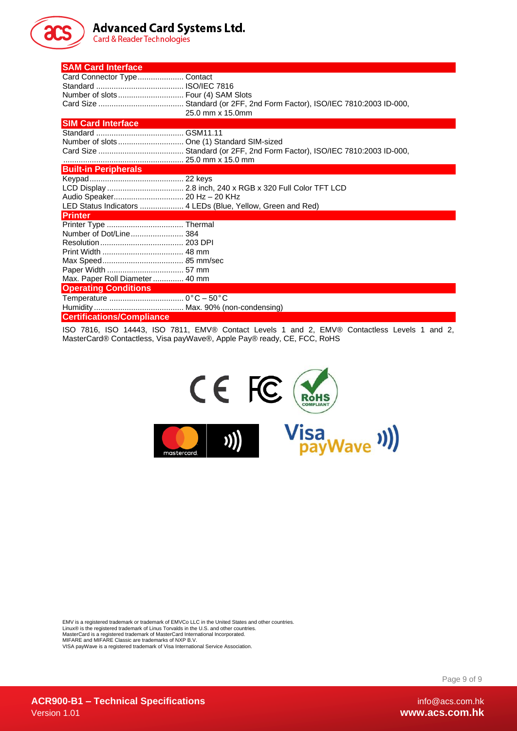## SAM Card Interface

Card Connector Type..................... Contact
Standard ........................................ ISO/IEC 7816
Number of slots.............................. Four (4) SAM Slots
Card Size ....................................... Standard (or 2FF, 2nd Form Factor), ISO/IEC 7810:2003 ID-000, 25.0 mm x 15.0mm

## SIM Card Interface

Standard ........................................ GSM11.11
Number of slots.............................. One (1) Standard SIM-sized
Card Size ....................................... Standard (or 2FF, 2nd Form Factor), ISO/IEC 7810:2003 ID-000, ....................................................... 25.0 mm x 15.0 mm

## Built-in Peripherals

Keypad........................................... 22 keys
LCD Display ................................... 2.8 inch, 240 x RGB x 320 Full Color TFT LCD
Audio Speaker................................ 20 Hz – 20 KHz
LED Status Indicators .................... 4 LEDs (Blue, Yellow, Green and Red)

## Printer

Printer Type ................................... Thermal
Number of Dot/Line........................ 384
Resolution...................................... 203 DPI
Print Width ..................................... 48 mm
Max Speed..................................... 85 mm/sec
Paper Width ................................... 57 mm
Max. Paper Roll Diameter .............. 40 mm

## Operating Conditions

Temperature .................................. 0°C – 50°C
Humidity ......................................... Max. 90% (non-condensing)

## Certifications/Compliance

ISO 7816, ISO 14443, ISO 7811, EMV® Contact Levels 1 and 2, EMV® Contactless Levels 1 and 2, MasterCard® Contactless, Visa payWave®, Apple Pay® ready, CE, FCC, RoHS

EMV is a registered trademark or trademark of EMVCo LLC in the United States and other countries.
Linux® is the registered trademark of Linus Torvalds in the U.S. and other countries.
MasterCard is a registered trademark of MasterCard International Incorporated.
MIFARE and MIFARE Classic are trademarks of NXP B.V.
VISA payWave is a registered trademark of Visa International Service Association.